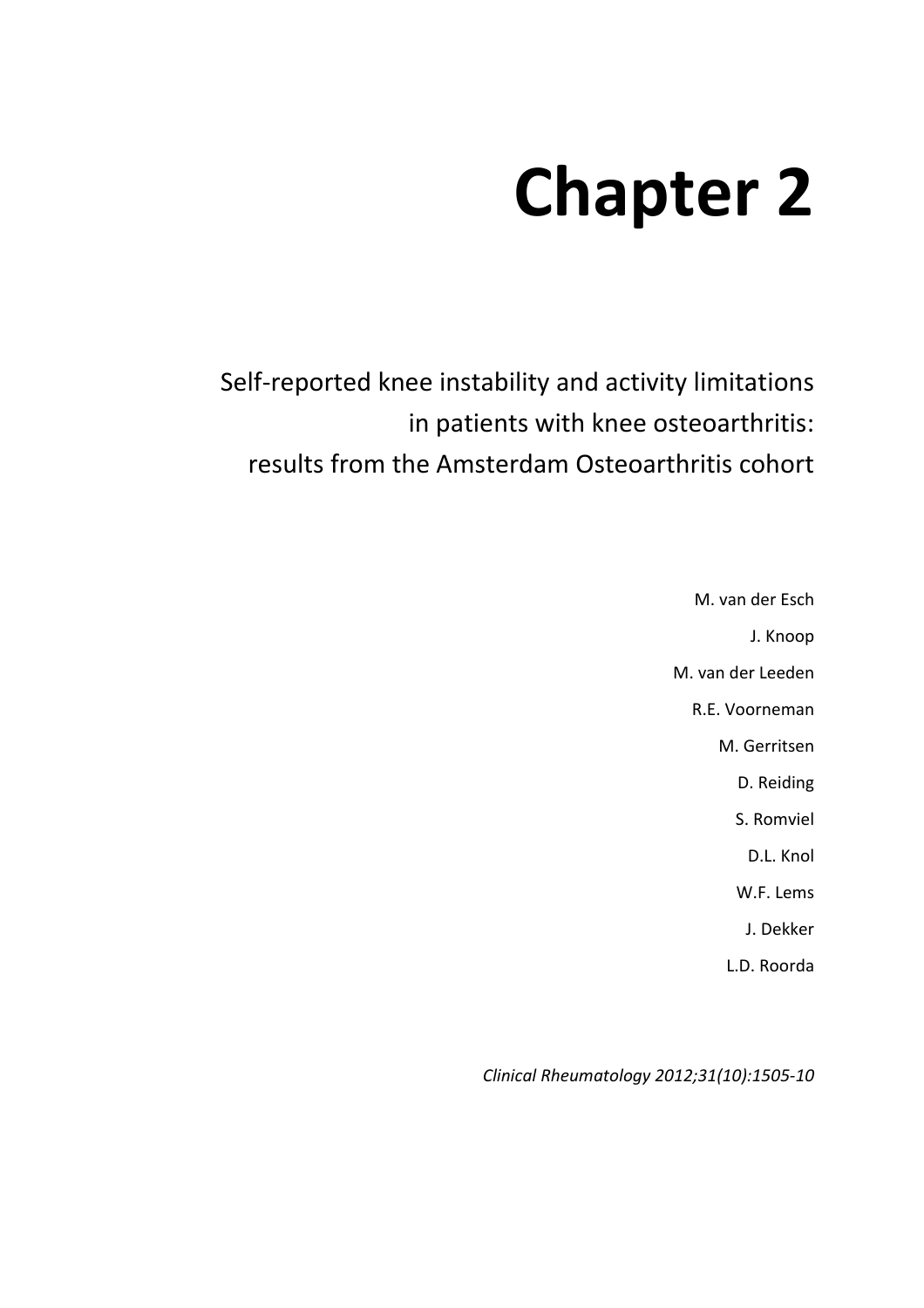# Chapter 2

## Self-reported knee instability and activity limitations in patients with knee osteoarthritis: results from the Amsterdam Osteoarthritis cohort

M. van der Esch

J. Knoop

M. van der Leeden

R.E. Voorneman

M. Gerritsen

D. Reiding

S. Romviel

D.L. Knol

W.F. Lems

J. Dekker

L.D. Roorda

*Clinical Rheumatology 2012;31(10):1505-10*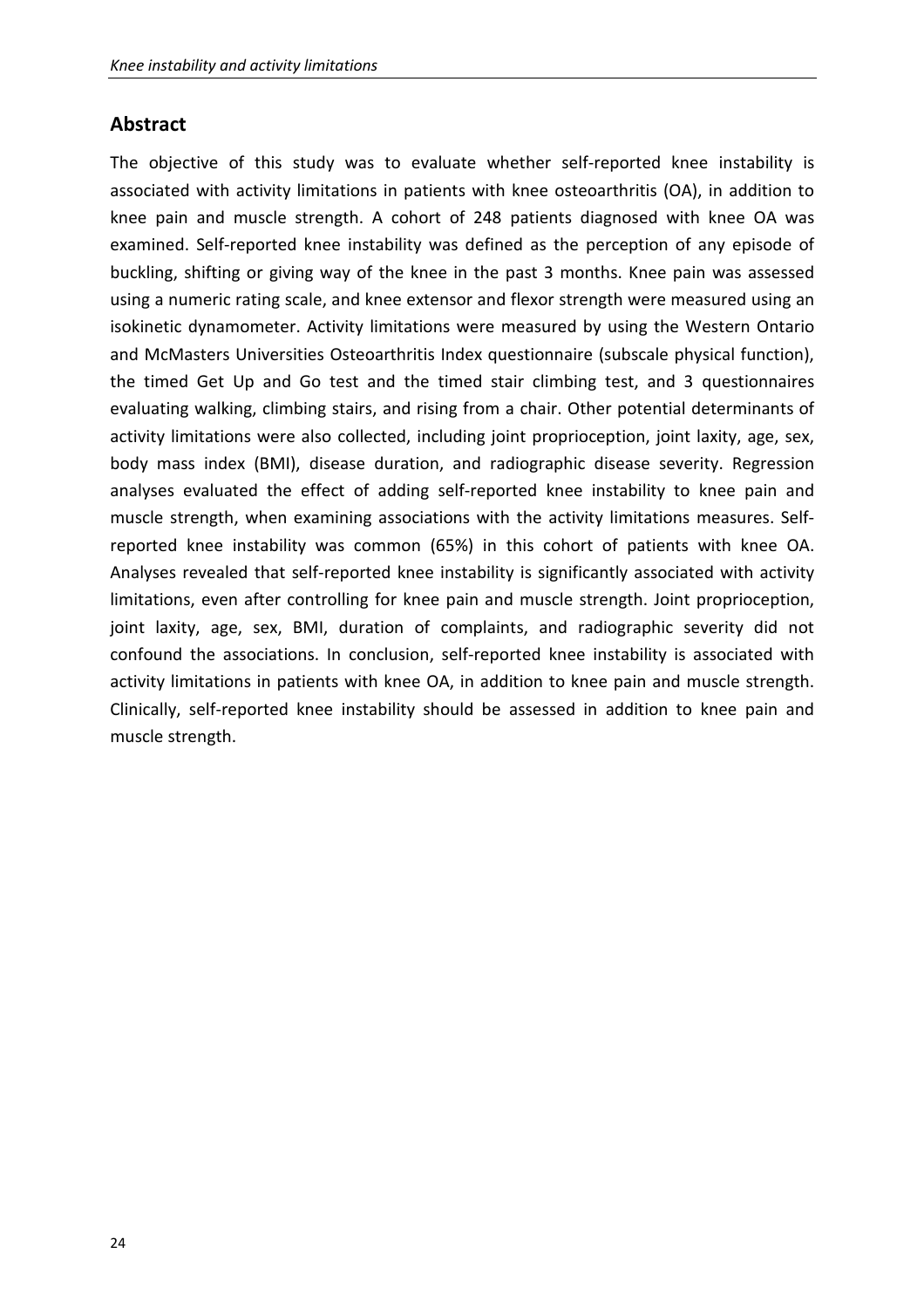## Abstract

The objective of this study was to evaluate whether self-reported knee instability is associated with activity limitations in patients with knee osteoarthritis (OA), in addition to knee pain and muscle strength. A cohort of 248 patients diagnosed with knee OA was examined. Self-reported knee instability was defined as the perception of any episode of buckling, shifting or giving way of the knee in the past 3 months. Knee pain was assessed using a numeric rating scale, and knee extensor and flexor strength were measured using an isokinetic dynamometer. Activity limitations were measured by using the Western Ontario and McMasters Universities Osteoarthritis Index questionnaire (subscale physical function), the timed Get Up and Go test and the timed stair climbing test, and 3 questionnaires evaluating walking, climbing stairs, and rising from a chair. Other potential determinants of activity limitations were also collected, including joint proprioception, joint laxity, age, sex, body mass index (BMI), disease duration, and radiographic disease severity. Regression analyses evaluated the effect of adding self-reported knee instability to knee pain and muscle strength, when examining associations with the activity limitations measures. Self-reported knee instability was common (65%) in this cohort of patients with knee OA. Analyses revealed that self-reported knee instability is significantly associated with activity limitations, even after controlling for knee pain and muscle strength. Joint proprioception, joint laxity, age, sex, BMI, duration of complaints, and radiographic severity did not confound the associations. In conclusion, self-reported knee instability is associated with activity limitations in patients with knee OA, in addition to knee pain and muscle strength. Clinically, self-reported knee instability should be assessed in addition to knee pain and muscle strength.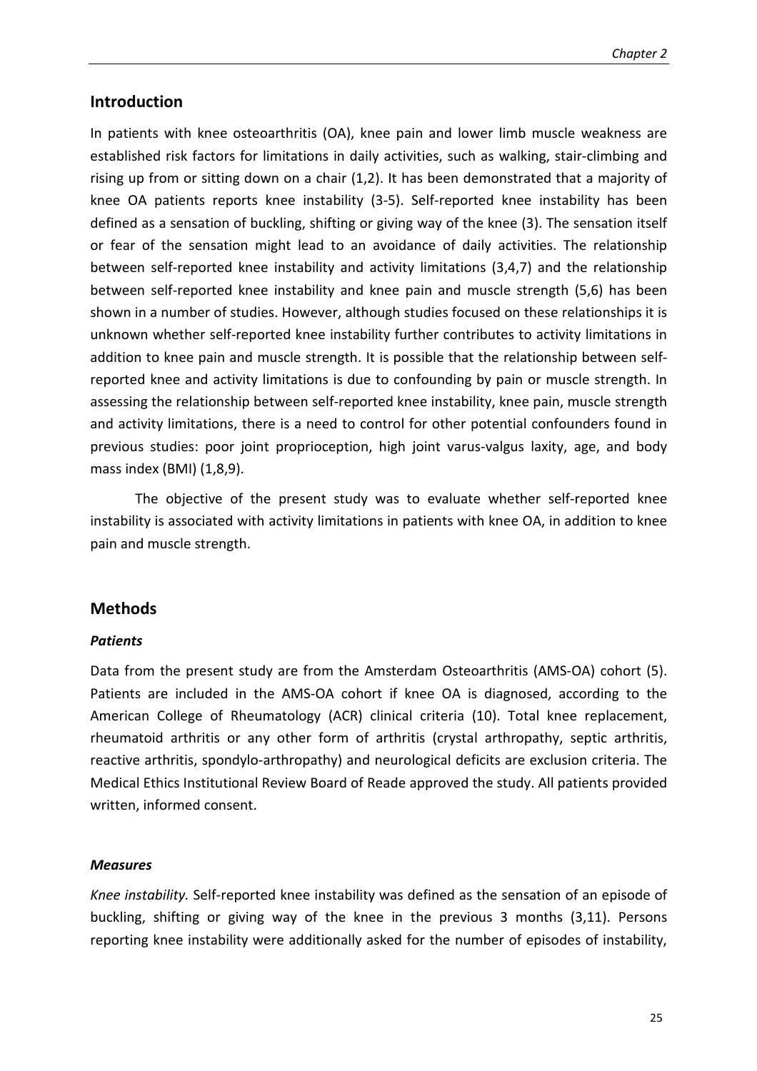## Introduction

In patients with knee osteoarthritis (OA), knee pain and lower limb muscle weakness are established risk factors for limitations in daily activities, such as walking, stair-climbing and rising up from or sitting down on a chair (1,2). It has been demonstrated that a majority of knee OA patients reports knee instability (3-5). Self-reported knee instability has been defined as a sensation of buckling, shifting or giving way of the knee (3). The sensation itself or fear of the sensation might lead to an avoidance of daily activities. The relationship between self-reported knee instability and activity limitations (3,4,7) and the relationship between self-reported knee instability and knee pain and muscle strength (5,6) has been shown in a number of studies. However, although studies focused on these relationships it is unknown whether self-reported knee instability further contributes to activity limitations in addition to knee pain and muscle strength. It is possible that the relationship between self-reported knee and activity limitations is due to confounding by pain or muscle strength. In assessing the relationship between self-reported knee instability, knee pain, muscle strength and activity limitations, there is a need to control for other potential confounders found in previous studies: poor joint proprioception, high joint varus-valgus laxity, age, and body mass index (BMI) (1,8,9).

The objective of the present study was to evaluate whether self-reported knee instability is associated with activity limitations in patients with knee OA, in addition to knee pain and muscle strength.

## Methods

### *Patients*

Data from the present study are from the Amsterdam Osteoarthritis (AMS-OA) cohort (5). Patients are included in the AMS-OA cohort if knee OA is diagnosed, according to the American College of Rheumatology (ACR) clinical criteria (10). Total knee replacement, rheumatoid arthritis or any other form of arthritis (crystal arthropathy, septic arthritis, reactive arthritis, spondylo-arthropathy) and neurological deficits are exclusion criteria. The Medical Ethics Institutional Review Board of Reade approved the study. All patients provided written, informed consent.

### *Measures*

*Knee instability.* Self-reported knee instability was defined as the sensation of an episode of buckling, shifting or giving way of the knee in the previous 3 months (3,11). Persons reporting knee instability were additionally asked for the number of episodes of instability,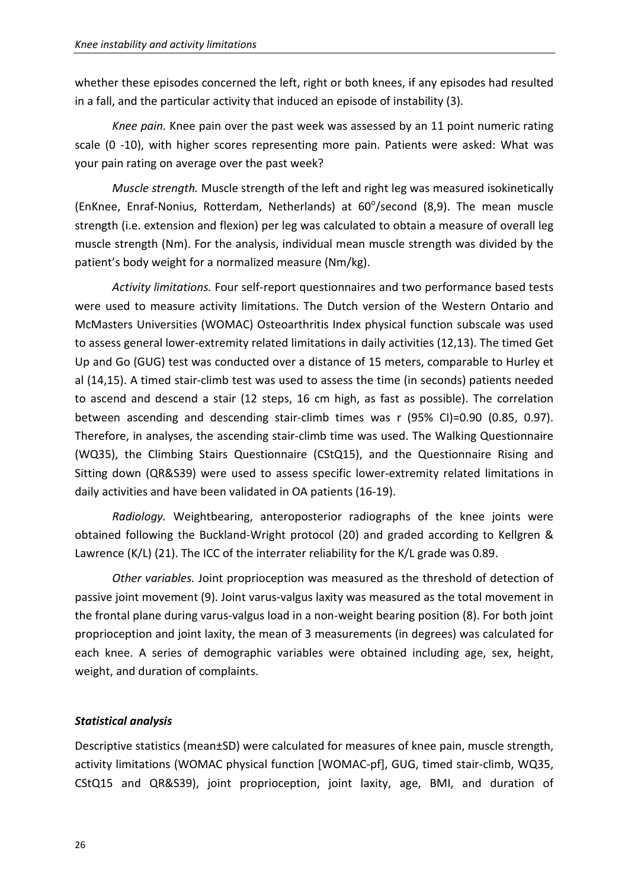whether these episodes concerned the left, right or both knees, if any episodes had resulted in a fall, and the particular activity that induced an episode of instability (3).

*Knee pain.* Knee pain over the past week was assessed by an 11 point numeric rating scale (0 -10), with higher scores representing more pain. Patients were asked: What was your pain rating on average over the past week?

*Muscle strength.* Muscle strength of the left and right leg was measured isokinetically (EnKnee, Enraf-Nonius, Rotterdam, Netherlands) at $60^{o}$/second (8,9). The mean muscle strength (i.e. extension and flexion) per leg was calculated to obtain a measure of overall leg muscle strength (Nm). For the analysis, individual mean muscle strength was divided by the patient's body weight for a normalized measure (Nm/kg).

*Activity limitations.* Four self-report questionnaires and two performance based tests were used to measure activity limitations. The Dutch version of the Western Ontario and McMasters Universities (WOMAC) Osteoarthritis Index physical function subscale was used to assess general lower-extremity related limitations in daily activities (12,13). The timed Get Up and Go (GUG) test was conducted over a distance of 15 meters, comparable to Hurley et al (14,15). A timed stair-climb test was used to assess the time (in seconds) patients needed to ascend and descend a stair (12 steps, 16 cm high, as fast as possible). The correlation between ascending and descending stair-climb times was r (95% CI)=0.90 (0.85, 0.97). Therefore, in analyses, the ascending stair-climb time was used. The Walking Questionnaire (WQ35), the Climbing Stairs Questionnaire (CStQ15), and the Questionnaire Rising and Sitting down (QR&S39) were used to assess specific lower-extremity related limitations in daily activities and have been validated in OA patients (16-19).

*Radiology.* Weightbearing, anteroposterior radiographs of the knee joints were obtained following the Buckland-Wright protocol (20) and graded according to Kellgren & Lawrence (K/L) (21). The ICC of the interrater reliability for the K/L grade was 0.89.

*Other variables.* Joint proprioception was measured as the threshold of detection of passive joint movement (9). Joint varus-valgus laxity was measured as the total movement in the frontal plane during varus-valgus load in a non-weight bearing position (8). For both joint proprioception and joint laxity, the mean of 3 measurements (in degrees) was calculated for each knee. A series of demographic variables were obtained including age, sex, height, weight, and duration of complaints.

### *Statistical analysis*

Descriptive statistics (mean±SD) were calculated for measures of knee pain, muscle strength, activity limitations (WOMAC physical function [WOMAC-pf], GUG, timed stair-climb, WQ35, CStQ15 and QR&S39), joint proprioception, joint laxity, age, BMI, and duration of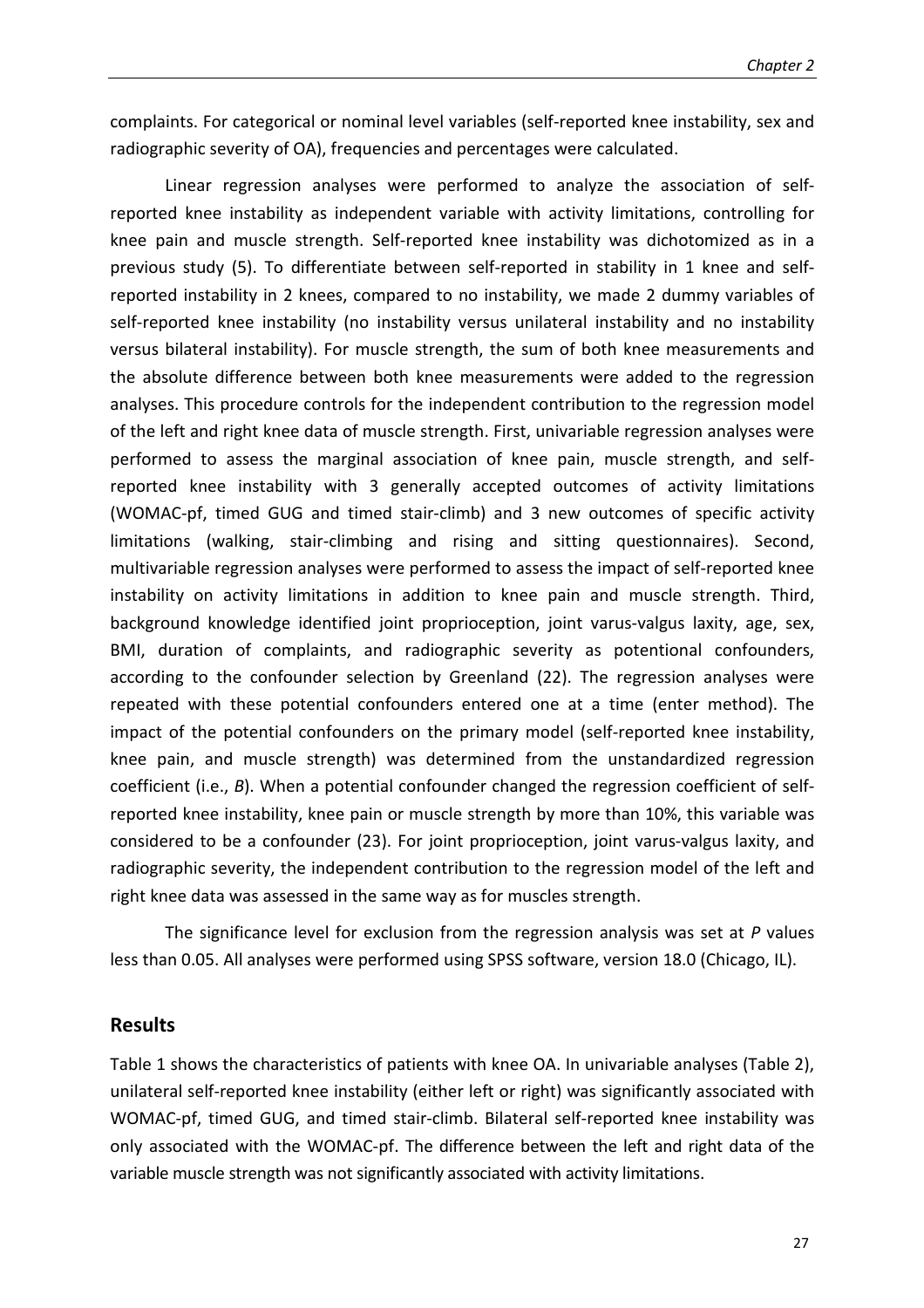complaints. For categorical or nominal level variables (self-reported knee instability, sex and radiographic severity of OA), frequencies and percentages were calculated.

Linear regression analyses were performed to analyze the association of self-reported knee instability as independent variable with activity limitations, controlling for knee pain and muscle strength. Self-reported knee instability was dichotomized as in a previous study (5). To differentiate between self-reported in stability in 1 knee and self-reported instability in 2 knees, compared to no instability, we made 2 dummy variables of self-reported knee instability (no instability versus unilateral instability and no instability versus bilateral instability). For muscle strength, the sum of both knee measurements and the absolute difference between both knee measurements were added to the regression analyses. This procedure controls for the independent contribution to the regression model of the left and right knee data of muscle strength. First, univariable regression analyses were performed to assess the marginal association of knee pain, muscle strength, and self-reported knee instability with 3 generally accepted outcomes of activity limitations (WOMAC-pf, timed GUG and timed stair-climb) and 3 new outcomes of specific activity limitations (walking, stair-climbing and rising and sitting questionnaires). Second, multivariable regression analyses were performed to assess the impact of self-reported knee instability on activity limitations in addition to knee pain and muscle strength. Third, background knowledge identified joint proprioception, joint varus-valgus laxity, age, sex, BMI, duration of complaints, and radiographic severity as potentional confounders, according to the confounder selection by Greenland (22). The regression analyses were repeated with these potential confounders entered one at a time (enter method). The impact of the potential confounders on the primary model (self-reported knee instability, knee pain, and muscle strength) was determined from the unstandardized regression coefficient (i.e., *B*). When a potential confounder changed the regression coefficient of self-reported knee instability, knee pain or muscle strength by more than 10%, this variable was considered to be a confounder (23). For joint proprioception, joint varus-valgus laxity, and radiographic severity, the independent contribution to the regression model of the left and right knee data was assessed in the same way as for muscles strength.

The significance level for exclusion from the regression analysis was set at *P* values less than 0.05. All analyses were performed using SPSS software, version 18.0 (Chicago, IL).

## Results

Table 1 shows the characteristics of patients with knee OA. In univariable analyses (Table 2), unilateral self-reported knee instability (either left or right) was significantly associated with WOMAC-pf, timed GUG, and timed stair-climb. Bilateral self-reported knee instability was only associated with the WOMAC-pf. The difference between the left and right data of the variable muscle strength was not significantly associated with activity limitations.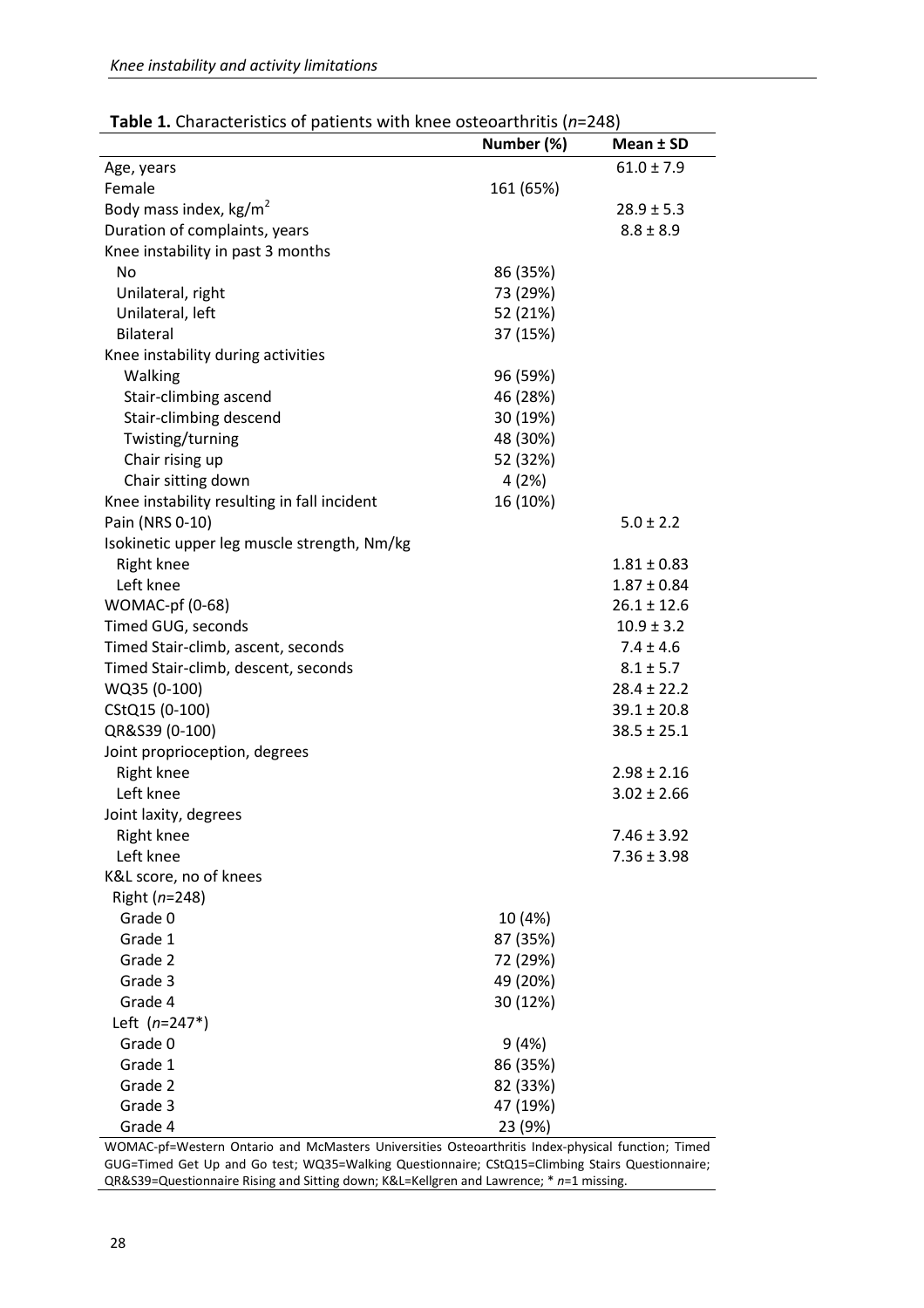**Table 1.** Characteristics of patients with knee osteoarthritis (*n*=248)

| | Number (%) | Mean ± SD |
|---|---|---|
| Age, years | | 61.0 ± 7.9 |
| Female | 161 (65%) | |
| Body mass index, kg/m$^2$ | | 28.9 ± 5.3 |
| Duration of complaints, years | | 8.8 ± 8.9 |
| Knee instability in past 3 months | | |
| No | 86 (35%) | |
| Unilateral, right | 73 (29%) | |
| Unilateral, left | 52 (21%) | |
| Bilateral | 37 (15%) | |
| Knee instability during activities | | |
| Walking | 96 (59%) | |
| Stair-climbing ascend | 46 (28%) | |
| Stair-climbing descend | 30 (19%) | |
| Twisting/turning | 48 (30%) | |
| Chair rising up | 52 (32%) | |
| Chair sitting down | 4 (2%) | |
| Knee instability resulting in fall incident | 16 (10%) | |
| Pain (NRS 0-10) | | 5.0 ± 2.2 |
| Isokinetic upper leg muscle strength, Nm/kg | | |
| Right knee | | 1.81 ± 0.83 |
| Left knee | | 1.87 ± 0.84 |
| WOMAC-pf (0-68) | | 26.1 ± 12.6 |
| Timed GUG, seconds | | 10.9 ± 3.2 |
| Timed Stair-climb, ascent, seconds | | 7.4 ± 4.6 |
| Timed Stair-climb, descent, seconds | | 8.1 ± 5.7 |
| WQ35 (0-100) | | 28.4 ± 22.2 |
| CStQ15 (0-100) | | 39.1 ± 20.8 |
| QR&S39 (0-100) | | 38.5 ± 25.1 |
| Joint proprioception, degrees | | |
| Right knee | | 2.98 ± 2.16 |
| Left knee | | 3.02 ± 2.66 |
| Joint laxity, degrees | | |
| Right knee | | 7.46 ± 3.92 |
| Left knee | | 7.36 ± 3.98 |
| K&L score, no of knees | | |
| Right (*n*=248) | | |
| Grade 0 | 10 (4%) | |
| Grade 1 | 87 (35%) | |
| Grade 2 | 72 (29%) | |
| Grade 3 | 49 (20%) | |
| Grade 4 | 30 (12%) | |
| Left (*n*=247*) | | |
| Grade 0 | 9 (4%) | |
| Grade 1 | 86 (35%) | |
| Grade 2 | 82 (33%) | |
| Grade 3 | 47 (19%) | |
| Grade 4 | 23 (9%) | |

WOMAC-pf=Western Ontario and McMasters Universities Osteoarthritis Index-physical function; Timed GUG=Timed Get Up and Go test; WQ35=Walking Questionnaire; CStQ15=Climbing Stairs Questionnaire; QR&S39=Questionnaire Rising and Sitting down; K&L=Kellgren and Lawrence; * *n*=1 missing.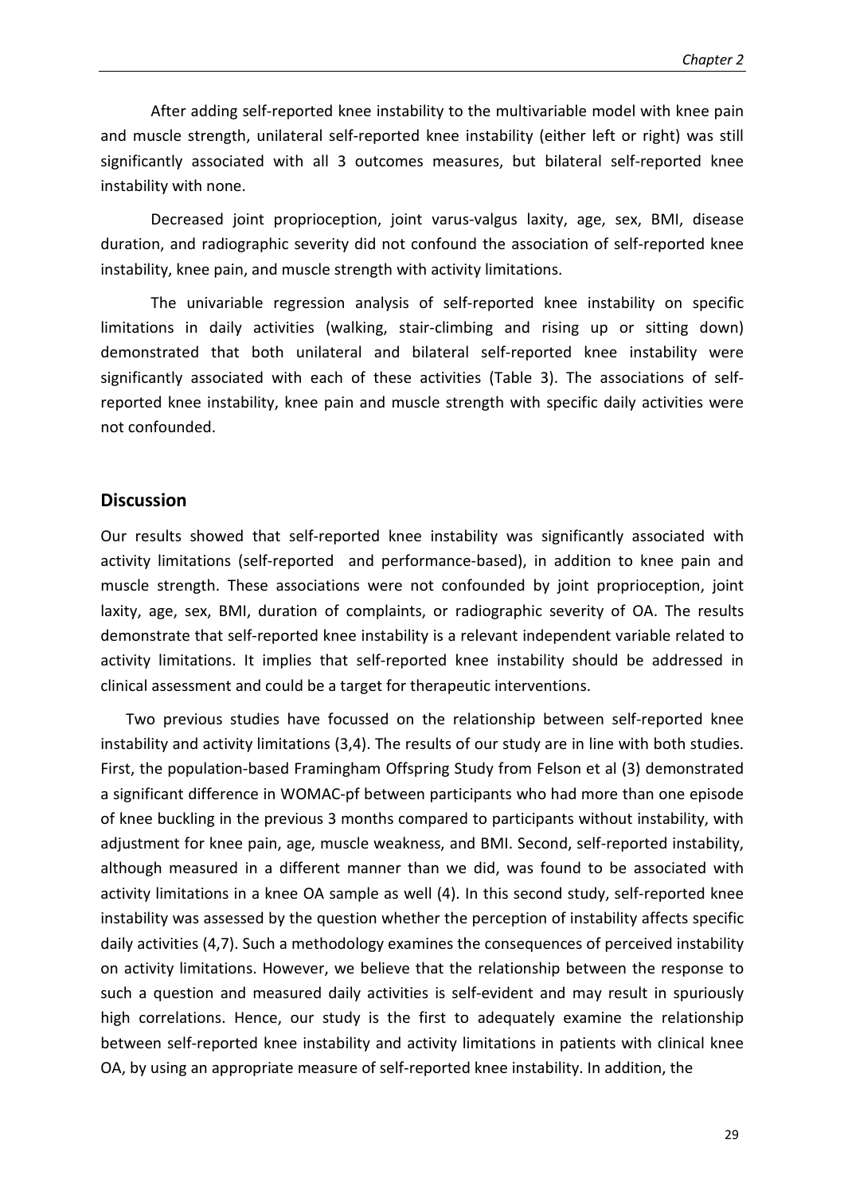After adding self-reported knee instability to the multivariable model with knee pain and muscle strength, unilateral self-reported knee instability (either left or right) was still significantly associated with all 3 outcomes measures, but bilateral self-reported knee instability with none.

Decreased joint proprioception, joint varus-valgus laxity, age, sex, BMI, disease duration, and radiographic severity did not confound the association of self-reported knee instability, knee pain, and muscle strength with activity limitations.

The univariable regression analysis of self-reported knee instability on specific limitations in daily activities (walking, stair-climbing and rising up or sitting down) demonstrated that both unilateral and bilateral self-reported knee instability were significantly associated with each of these activities (Table 3). The associations of self-reported knee instability, knee pain and muscle strength with specific daily activities were not confounded.

## Discussion

Our results showed that self-reported knee instability was significantly associated with activity limitations (self-reported and performance-based), in addition to knee pain and muscle strength. These associations were not confounded by joint proprioception, joint laxity, age, sex, BMI, duration of complaints, or radiographic severity of OA. The results demonstrate that self-reported knee instability is a relevant independent variable related to activity limitations. It implies that self-reported knee instability should be addressed in clinical assessment and could be a target for therapeutic interventions.

Two previous studies have focussed on the relationship between self-reported knee instability and activity limitations (3,4). The results of our study are in line with both studies. First, the population-based Framingham Offspring Study from Felson et al (3) demonstrated a significant difference in WOMAC-pf between participants who had more than one episode of knee buckling in the previous 3 months compared to participants without instability, with adjustment for knee pain, age, muscle weakness, and BMI. Second, self-reported instability, although measured in a different manner than we did, was found to be associated with activity limitations in a knee OA sample as well (4). In this second study, self-reported knee instability was assessed by the question whether the perception of instability affects specific daily activities (4,7). Such a methodology examines the consequences of perceived instability on activity limitations. However, we believe that the relationship between the response to such a question and measured daily activities is self-evident and may result in spuriously high correlations. Hence, our study is the first to adequately examine the relationship between self-reported knee instability and activity limitations in patients with clinical knee OA, by using an appropriate measure of self-reported knee instability. In addition, the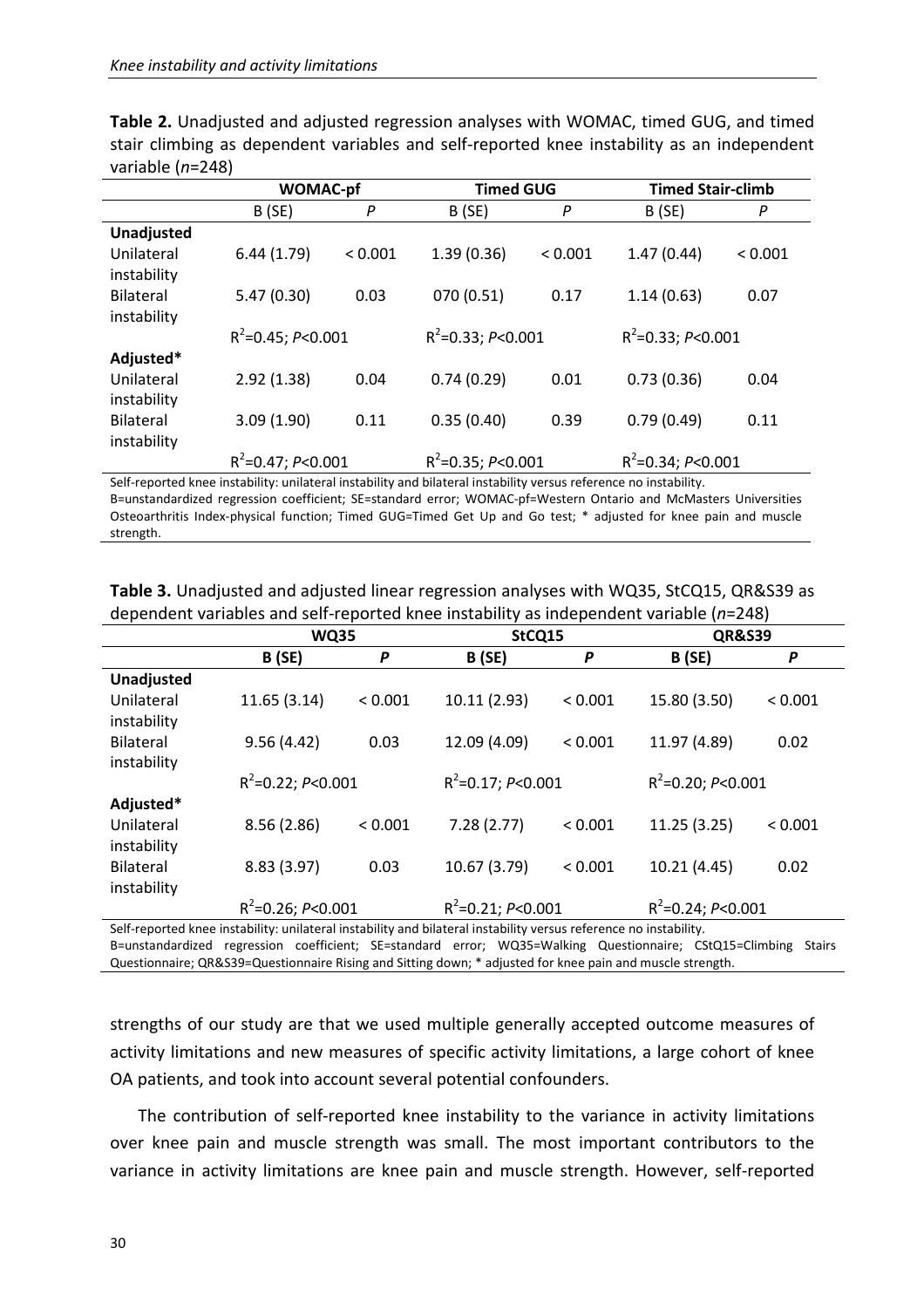**Table 2.** Unadjusted and adjusted regression analyses with WOMAC, timed GUG, and timed stair climbing as dependent variables and self-reported knee instability as an independent variable (*n*=248)

| | WOMAC-pf | | Timed GUG | | Timed Stair-climb | |
|---|---|---|---|---|---|---|
| | B (SE) | *P* | B (SE) | *P* | B (SE) | *P* |
| **Unadjusted** | | | | | | |
| Unilateral instability | 6.44 (1.79) | < 0.001 | 1.39 (0.36) | < 0.001 | 1.47 (0.44) | < 0.001 |
| Bilateral instability | 5.47 (0.30) | 0.03 | 070 (0.51) | 0.17 | 1.14 (0.63) | 0.07 |
| | $R^2$=0.45; *P*<0.001 | | $R^2$=0.33; *P*<0.001 | | $R^2$=0.33; *P*<0.001 | |
| **Adjusted*** | | | | | | |
| Unilateral instability | 2.92 (1.38) | 0.04 | 0.74 (0.29) | 0.01 | 0.73 (0.36) | 0.04 |
| Bilateral instability | 3.09 (1.90) | 0.11 | 0.35 (0.40) | 0.39 | 0.79 (0.49) | 0.11 |
| | $R^2$=0.47; *P*<0.001 | | $R^2$=0.35; *P*<0.001 | | $R^2$=0.34; *P*<0.001 | |

Self-reported knee instability: unilateral instability and bilateral instability versus reference no instability.
B=unstandardized regression coefficient; SE=standard error; WOMAC-pf=Western Ontario and McMasters Universities Osteoarthritis Index-physical function; Timed GUG=Timed Get Up and Go test; * adjusted for knee pain and muscle strength.

**Table 3.** Unadjusted and adjusted linear regression analyses with WQ35, StCQ15, QR&S39 as dependent variables and self-reported knee instability as independent variable (*n*=248)

| | WQ35 | | StCQ15 | | QR&S39 | |
|---|---|---|---|---|---|---|
| | **B (SE)** | ***P*** | **B (SE)** | ***P*** | **B (SE)** | ***P*** |
| **Unadjusted** | | | | | | |
| Unilateral instability | 11.65 (3.14) | < 0.001 | 10.11 (2.93) | < 0.001 | 15.80 (3.50) | < 0.001 |
| Bilateral instability | 9.56 (4.42) | 0.03 | 12.09 (4.09) | < 0.001 | 11.97 (4.89) | 0.02 |
| | $R^2$=0.22; *P*<0.001 | | $R^2$=0.17; *P*<0.001 | | $R^2$=0.20; *P*<0.001 | |
| **Adjusted*** | | | | | | |
| Unilateral instability | 8.56 (2.86) | < 0.001 | 7.28 (2.77) | < 0.001 | 11.25 (3.25) | < 0.001 |
| Bilateral instability | 8.83 (3.97) | 0.03 | 10.67 (3.79) | < 0.001 | 10.21 (4.45) | 0.02 |
| | $R^2$=0.26; *P*<0.001 | | $R^2$=0.21; *P*<0.001 | | $R^2$=0.24; *P*<0.001 | |

Self-reported knee instability: unilateral instability and bilateral instability versus reference no instability.
B=unstandardized regression coefficient; SE=standard error; WQ35=Walking Questionnaire; CStQ15=Climbing Stairs Questionnaire; QR&S39=Questionnaire Rising and Sitting down; * adjusted for knee pain and muscle strength.

strengths of our study are that we used multiple generally accepted outcome measures of activity limitations and new measures of specific activity limitations, a large cohort of knee OA patients, and took into account several potential confounders.

The contribution of self-reported knee instability to the variance in activity limitations over knee pain and muscle strength was small. The most important contributors to the variance in activity limitations are knee pain and muscle strength. However, self-reported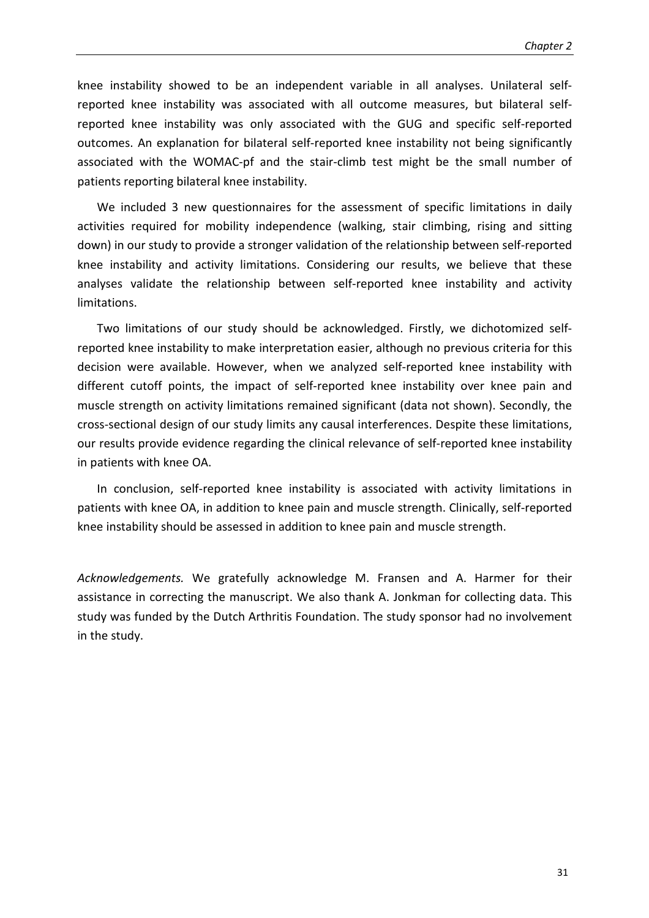knee instability showed to be an independent variable in all analyses. Unilateral self-reported knee instability was associated with all outcome measures, but bilateral self-reported knee instability was only associated with the GUG and specific self-reported outcomes. An explanation for bilateral self-reported knee instability not being significantly associated with the WOMAC-pf and the stair-climb test might be the small number of patients reporting bilateral knee instability.

We included 3 new questionnaires for the assessment of specific limitations in daily activities required for mobility independence (walking, stair climbing, rising and sitting down) in our study to provide a stronger validation of the relationship between self-reported knee instability and activity limitations. Considering our results, we believe that these analyses validate the relationship between self-reported knee instability and activity limitations.

Two limitations of our study should be acknowledged. Firstly, we dichotomized self-reported knee instability to make interpretation easier, although no previous criteria for this decision were available. However, when we analyzed self-reported knee instability with different cutoff points, the impact of self-reported knee instability over knee pain and muscle strength on activity limitations remained significant (data not shown). Secondly, the cross-sectional design of our study limits any causal interferences. Despite these limitations, our results provide evidence regarding the clinical relevance of self-reported knee instability in patients with knee OA.

In conclusion, self-reported knee instability is associated with activity limitations in patients with knee OA, in addition to knee pain and muscle strength. Clinically, self-reported knee instability should be assessed in addition to knee pain and muscle strength.

*Acknowledgements.* We gratefully acknowledge M. Fransen and A. Harmer for their assistance in correcting the manuscript. We also thank A. Jonkman for collecting data. This study was funded by the Dutch Arthritis Foundation. The study sponsor had no involvement in the study.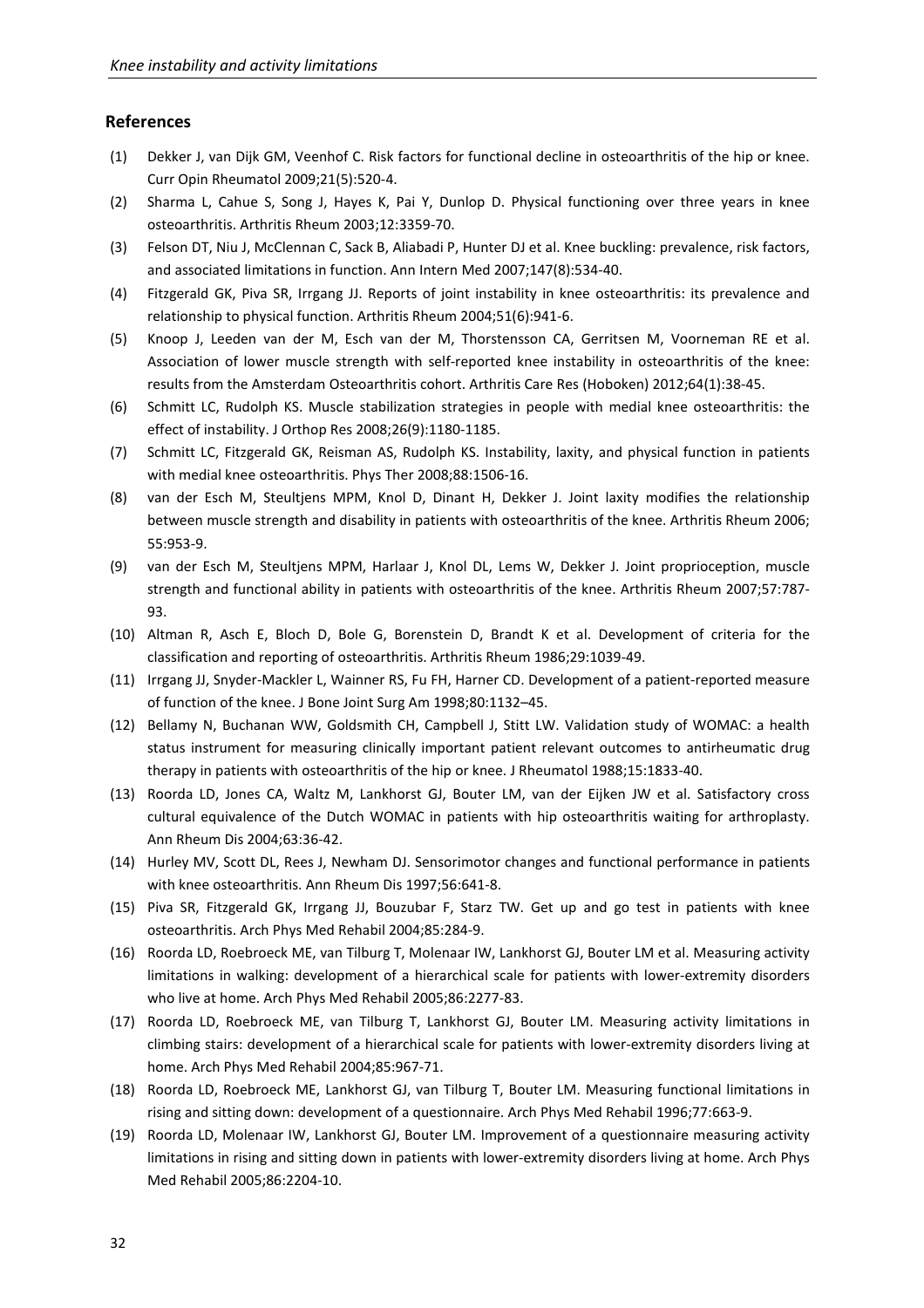## References

(1) Dekker J, van Dijk GM, Veenhof C. Risk factors for functional decline in osteoarthritis of the hip or knee. Curr Opin Rheumatol 2009;21(5):520-4.

(2) Sharma L, Cahue S, Song J, Hayes K, Pai Y, Dunlop D. Physical functioning over three years in knee osteoarthritis. Arthritis Rheum 2003;12:3359-70.

(3) Felson DT, Niu J, McClennan C, Sack B, Aliabadi P, Hunter DJ et al. Knee buckling: prevalence, risk factors, and associated limitations in function. Ann Intern Med 2007;147(8):534-40.

(4) Fitzgerald GK, Piva SR, Irrgang JJ. Reports of joint instability in knee osteoarthritis: its prevalence and relationship to physical function. Arthritis Rheum 2004;51(6):941-6.

(5) Knoop J, Leeden van der M, Esch van der M, Thorstensson CA, Gerritsen M, Voorneman RE et al. Association of lower muscle strength with self-reported knee instability in osteoarthritis of the knee: results from the Amsterdam Osteoarthritis cohort. Arthritis Care Res (Hoboken) 2012;64(1):38-45.

(6) Schmitt LC, Rudolph KS. Muscle stabilization strategies in people with medial knee osteoarthritis: the effect of instability. J Orthop Res 2008;26(9):1180-1185.

(7) Schmitt LC, Fitzgerald GK, Reisman AS, Rudolph KS. Instability, laxity, and physical function in patients with medial knee osteoarthritis. Phys Ther 2008;88:1506-16.

(8) van der Esch M, Steultjens MPM, Knol D, Dinant H, Dekker J. Joint laxity modifies the relationship between muscle strength and disability in patients with osteoarthritis of the knee. Arthritis Rheum 2006; 55:953-9.

(9) van der Esch M, Steultjens MPM, Harlaar J, Knol DL, Lems W, Dekker J. Joint proprioception, muscle strength and functional ability in patients with osteoarthritis of the knee. Arthritis Rheum 2007;57:787-93.

(10) Altman R, Asch E, Bloch D, Bole G, Borenstein D, Brandt K et al. Development of criteria for the classification and reporting of osteoarthritis. Arthritis Rheum 1986;29:1039-49.

(11) Irrgang JJ, Snyder-Mackler L, Wainner RS, Fu FH, Harner CD. Development of a patient-reported measure of function of the knee. J Bone Joint Surg Am 1998;80:1132–45.

(12) Bellamy N, Buchanan WW, Goldsmith CH, Campbell J, Stitt LW. Validation study of WOMAC: a health status instrument for measuring clinically important patient relevant outcomes to antirheumatic drug therapy in patients with osteoarthritis of the hip or knee. J Rheumatol 1988;15:1833-40.

(13) Roorda LD, Jones CA, Waltz M, Lankhorst GJ, Bouter LM, van der Eijken JW et al. Satisfactory cross cultural equivalence of the Dutch WOMAC in patients with hip osteoarthritis waiting for arthroplasty. Ann Rheum Dis 2004;63:36-42.

(14) Hurley MV, Scott DL, Rees J, Newham DJ. Sensorimotor changes and functional performance in patients with knee osteoarthritis. Ann Rheum Dis 1997;56:641-8.

(15) Piva SR, Fitzgerald GK, Irrgang JJ, Bouzubar F, Starz TW. Get up and go test in patients with knee osteoarthritis. Arch Phys Med Rehabil 2004;85:284-9.

(16) Roorda LD, Roebroeck ME, van Tilburg T, Molenaar IW, Lankhorst GJ, Bouter LM et al. Measuring activity limitations in walking: development of a hierarchical scale for patients with lower-extremity disorders who live at home. Arch Phys Med Rehabil 2005;86:2277-83.

(17) Roorda LD, Roebroeck ME, van Tilburg T, Lankhorst GJ, Bouter LM. Measuring activity limitations in climbing stairs: development of a hierarchical scale for patients with lower-extremity disorders living at home. Arch Phys Med Rehabil 2004;85:967-71.

(18) Roorda LD, Roebroeck ME, Lankhorst GJ, van Tilburg T, Bouter LM. Measuring functional limitations in rising and sitting down: development of a questionnaire. Arch Phys Med Rehabil 1996;77:663-9.

(19) Roorda LD, Molenaar IW, Lankhorst GJ, Bouter LM. Improvement of a questionnaire measuring activity limitations in rising and sitting down in patients with lower-extremity disorders living at home. Arch Phys Med Rehabil 2005;86:2204-10.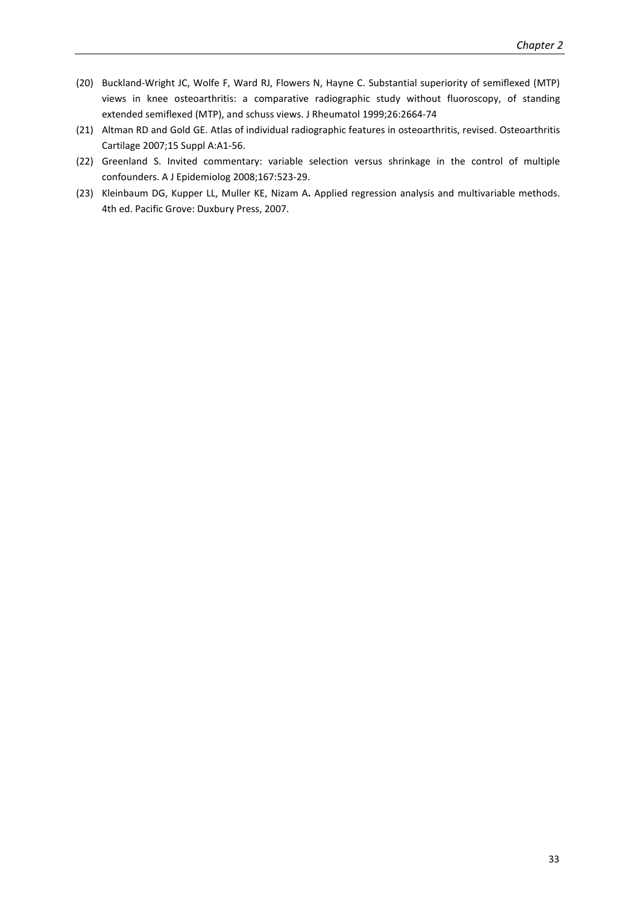(20) Buckland-Wright JC, Wolfe F, Ward RJ, Flowers N, Hayne C. Substantial superiority of semiflexed (MTP) views in knee osteoarthritis: a comparative radiographic study without fluoroscopy, of standing extended semiflexed (MTP), and schuss views. J Rheumatol 1999;26:2664-74

(21) Altman RD and Gold GE. Atlas of individual radiographic features in osteoarthritis, revised. Osteoarthritis Cartilage 2007;15 Suppl A:A1-56.

(22) Greenland S. Invited commentary: variable selection versus shrinkage in the control of multiple confounders. A J Epidemiolog 2008;167:523-29.

(23) Kleinbaum DG, Kupper LL, Muller KE, Nizam A**.** Applied regression analysis and multivariable methods. 4th ed. Pacific Grove: Duxbury Press, 2007.